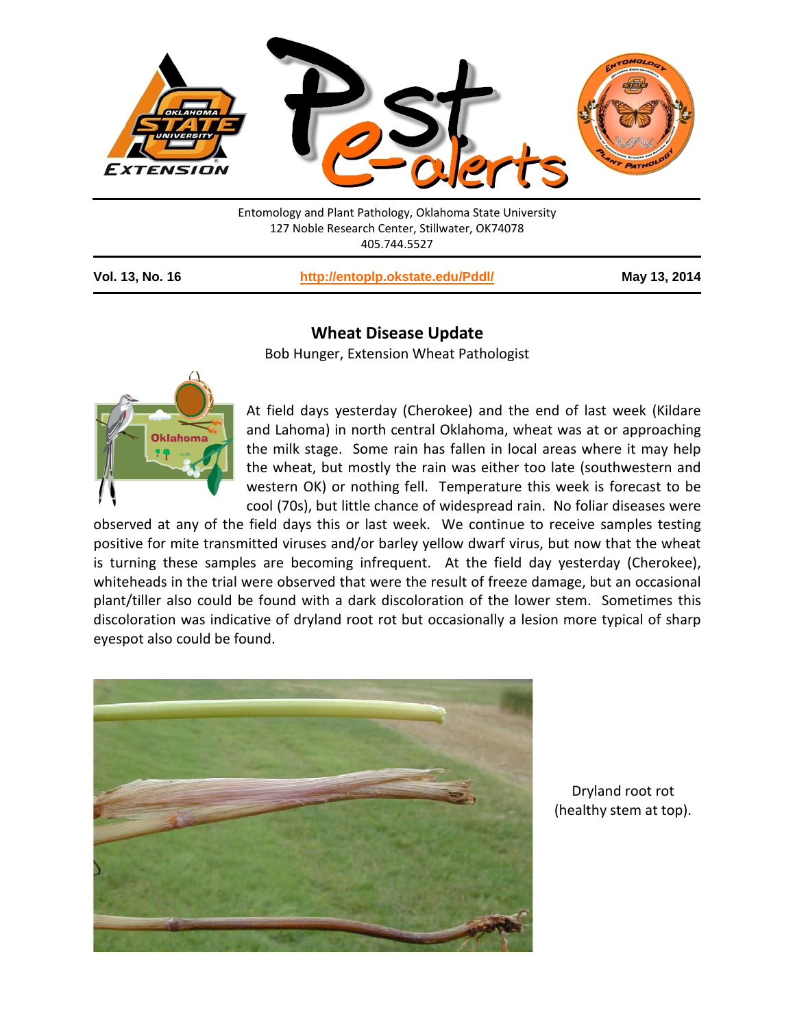Entomology and Plant Pathology, Oklahoma State University
127 Noble Research Center, Stillwater, OK74078
405.744.5527

**Vol. 13, No. 16** | **http://entoplp.okstate.edu/Pddl/** | **May 13, 2014**

## Wheat Disease Update

Bob Hunger, Extension Wheat Pathologist

At field days yesterday (Cherokee) and the end of last week (Kildare and Lahoma) in north central Oklahoma, wheat was at or approaching the milk stage. Some rain has fallen in local areas where it may help the wheat, but mostly the rain was either too late (southwestern and western OK) or nothing fell. Temperature this week is forecast to be cool (70s), but little chance of widespread rain. No foliar diseases were observed at any of the field days this or last week. We continue to receive samples testing positive for mite transmitted viruses and/or barley yellow dwarf virus, but now that the wheat is turning these samples are becoming infrequent. At the field day yesterday (Cherokee), whiteheads in the trial were observed that were the result of freeze damage, but an occasional plant/tiller also could be found with a dark discoloration of the lower stem. Sometimes this discoloration was indicative of dryland root rot but occasionally a lesion more typical of sharp eyespot also could be found.

Dryland root rot (healthy stem at top).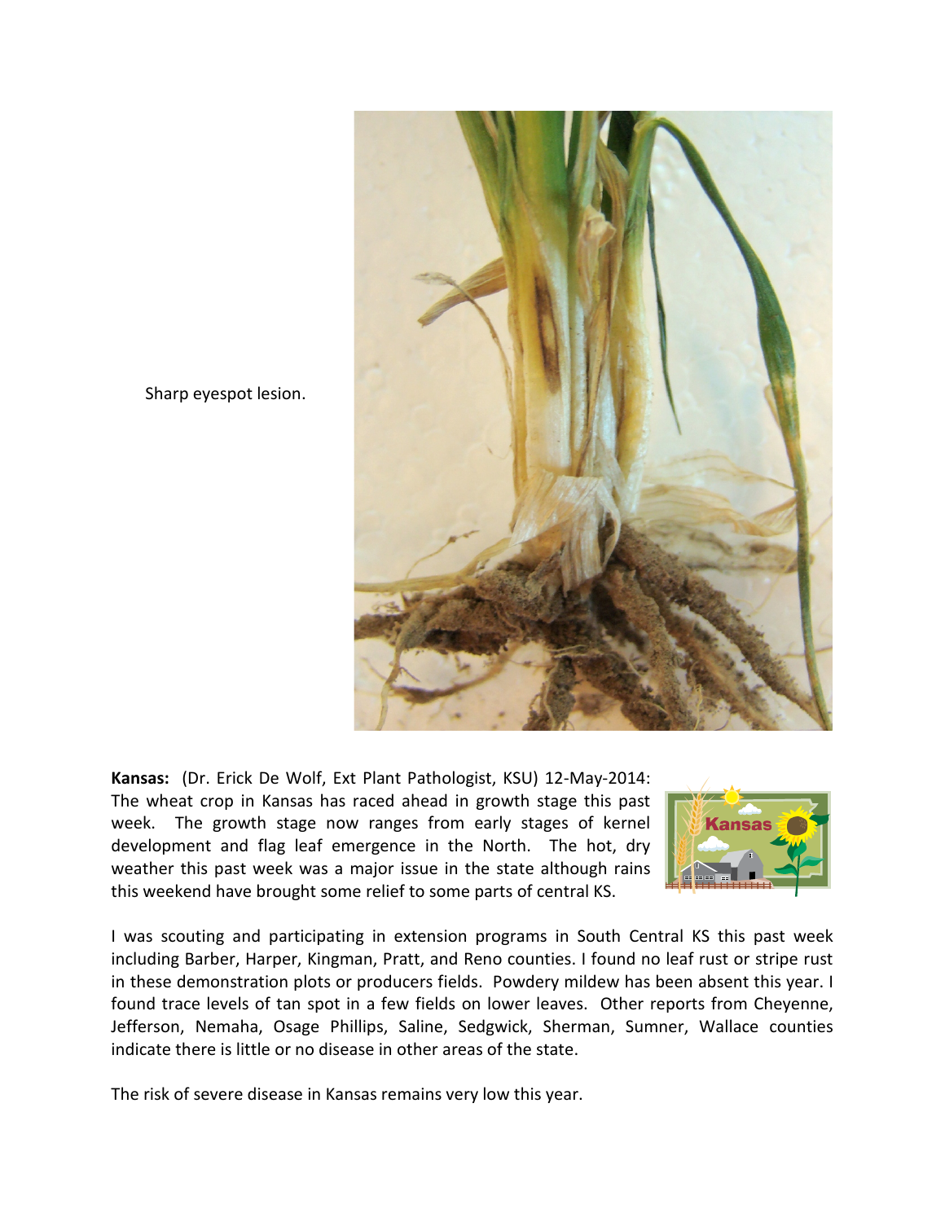Sharp eyespot lesion.

**Kansas:** (Dr. Erick De Wolf, Ext Plant Pathologist, KSU) 12-May-2014: The wheat crop in Kansas has raced ahead in growth stage this past week. The growth stage now ranges from early stages of kernel development and flag leaf emergence in the North. The hot, dry weather this past week was a major issue in the state although rains this weekend have brought some relief to some parts of central KS.

I was scouting and participating in extension programs in South Central KS this past week including Barber, Harper, Kingman, Pratt, and Reno counties. I found no leaf rust or stripe rust in these demonstration plots or producers fields. Powdery mildew has been absent this year. I found trace levels of tan spot in a few fields on lower leaves. Other reports from Cheyenne, Jefferson, Nemaha, Osage Phillips, Saline, Sedgwick, Sherman, Sumner, Wallace counties indicate there is little or no disease in other areas of the state.

The risk of severe disease in Kansas remains very low this year.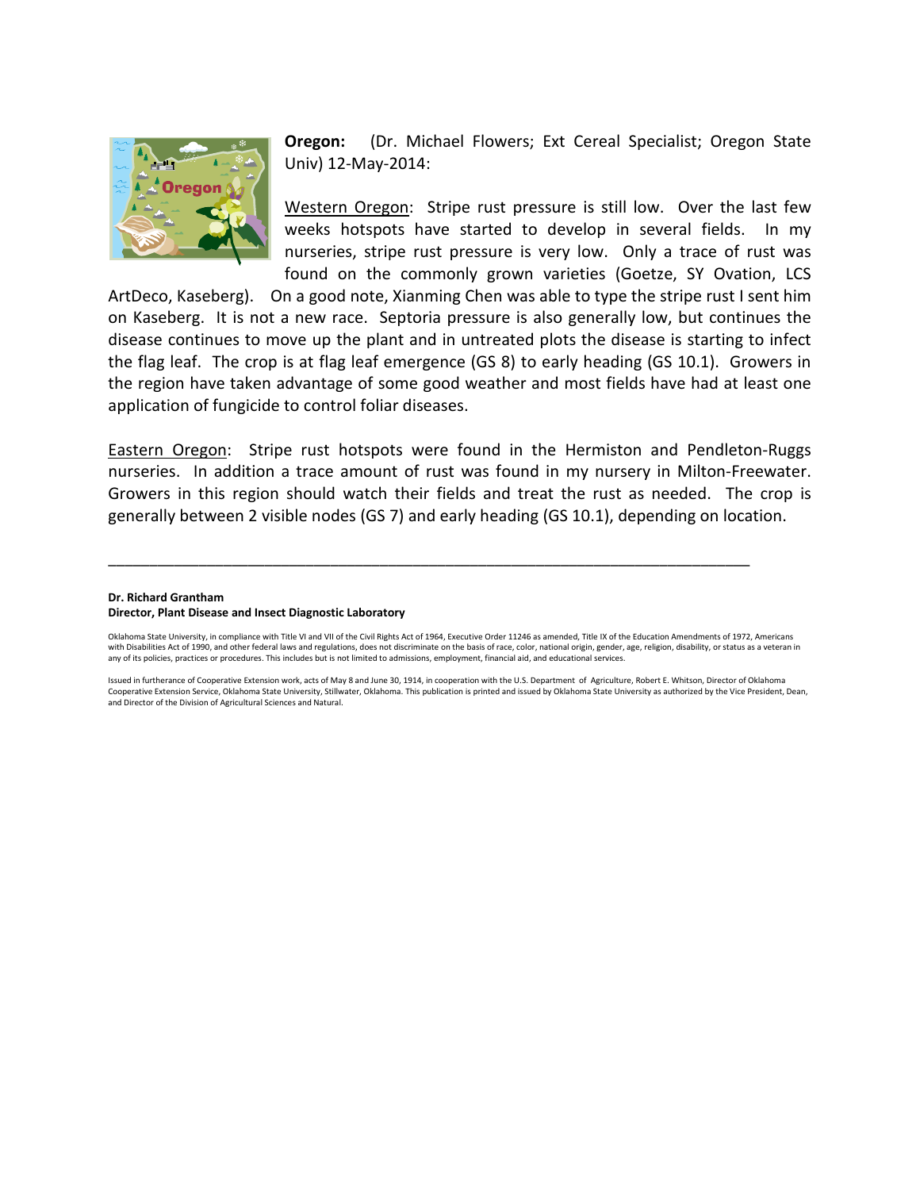**Oregon:** (Dr. Michael Flowers; Ext Cereal Specialist; Oregon State Univ) 12-May-2014:

Western Oregon: Stripe rust pressure is still low. Over the last few weeks hotspots have started to develop in several fields. In my nurseries, stripe rust pressure is very low. Only a trace of rust was found on the commonly grown varieties (Goetze, SY Ovation, LCS ArtDeco, Kaseberg). On a good note, Xianming Chen was able to type the stripe rust I sent him on Kaseberg. It is not a new race. Septoria pressure is also generally low, but continues the disease continues to move up the plant and in untreated plots the disease is starting to infect the flag leaf. The crop is at flag leaf emergence (GS 8) to early heading (GS 10.1). Growers in the region have taken advantage of some good weather and most fields have had at least one application of fungicide to control foliar diseases.

Eastern Oregon: Stripe rust hotspots were found in the Hermiston and Pendleton-Ruggs nurseries. In addition a trace amount of rust was found in my nursery in Milton-Freewater. Growers in this region should watch their fields and treat the rust as needed. The crop is generally between 2 visible nodes (GS 7) and early heading (GS 10.1), depending on location.

---

**Dr. Richard Grantham**
**Director, Plant Disease and Insect Diagnostic Laboratory**

Oklahoma State University, in compliance with Title VI and VII of the Civil Rights Act of 1964, Executive Order 11246 as amended, Title IX of the Education Amendments of 1972, Americans with Disabilities Act of 1990, and other federal laws and regulations, does not discriminate on the basis of race, color, national origin, gender, age, religion, disability, or status as a veteran in any of its policies, practices or procedures. This includes but is not limited to admissions, employment, financial aid, and educational services.

Issued in furtherance of Cooperative Extension work, acts of May 8 and June 30, 1914, in cooperation with the U.S. Department of Agriculture, Robert E. Whitson, Director of Oklahoma Cooperative Extension Service, Oklahoma State University, Stillwater, Oklahoma. This publication is printed and issued by Oklahoma State University as authorized by the Vice President, Dean, and Director of the Division of Agricultural Sciences and Natural.